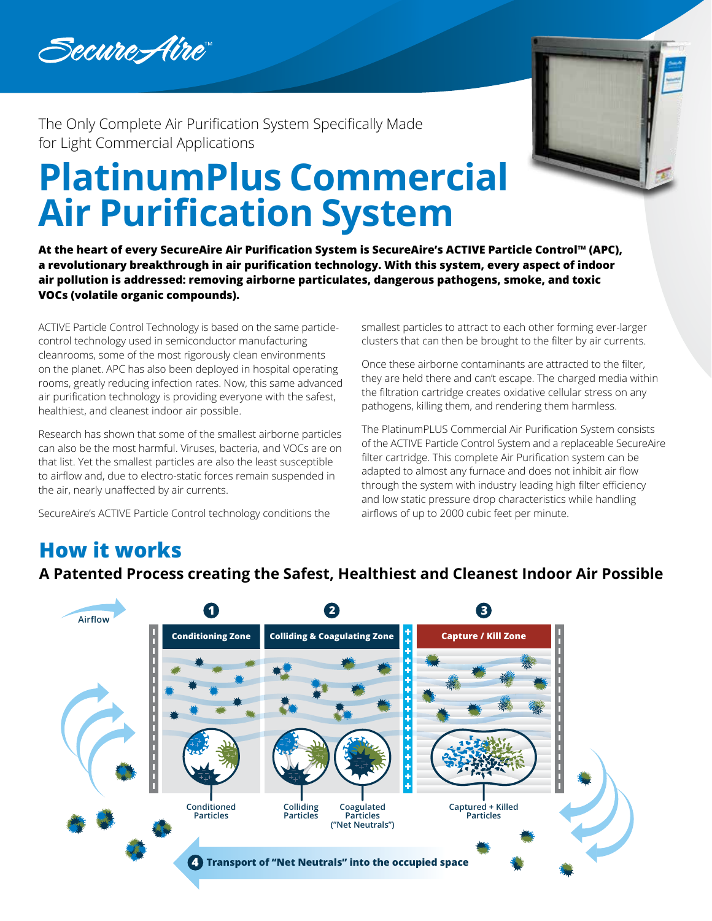SecureAire™

The Only Complete Air Purification System Specifically Made for Light Commercial Applications

# PlatinumPlus Commercial Air Purification System

**At the heart of every SecureAire Air Purification System is SecureAire's ACTIVE Particle Control™ (APC), a revolutionary breakthrough in air purification technology. With this system, every aspect of indoor air pollution is addressed: removing airborne particulates, dangerous pathogens, smoke, and toxic VOCs (volatile organic compounds).**

ACTIVE Particle Control Technology is based on the same particle-control technology used in semiconductor manufacturing cleanrooms, some of the most rigorously clean environments on the planet. APC has also been deployed in hospital operating rooms, greatly reducing infection rates. Now, this same advanced air purification technology is providing everyone with the safest, healthiest, and cleanest indoor air possible.

Research has shown that some of the smallest airborne particles can also be the most harmful. Viruses, bacteria, and VOCs are on that list. Yet the smallest particles are also the least susceptible to airflow and, due to electro-static forces remain suspended in the air, nearly unaffected by air currents.

SecureAire's ACTIVE Particle Control technology conditions the smallest particles to attract to each other forming ever-larger clusters that can then be brought to the filter by air currents.

Once these airborne contaminants are attracted to the filter, they are held there and can't escape. The charged media within the filtration cartridge creates oxidative cellular stress on any pathogens, killing them, and rendering them harmless.

The PlatinumPLUS Commercial Air Purification System consists of the ACTIVE Particle Control System and a replaceable SecureAire filter cartridge. This complete Air Purification system can be adapted to almost any furnace and does not inhibit air flow through the system with industry leading high filter efficiency and low static pressure drop characteristics while handling airflows of up to 2000 cubic feet per minute.

## How it works

### A Patented Process creating the Safest, Healthiest and Cleanest Indoor Air Possible

Airflow

1. Conditioning Zone — Conditioned Particles
2. Colliding & Coagulating Zone — Colliding Particles; Coagulated Particles ("Net Neutrals")
3. Capture / Kill Zone — Captured + Killed Particles
4. Transport of "Net Neutrals" into the occupied space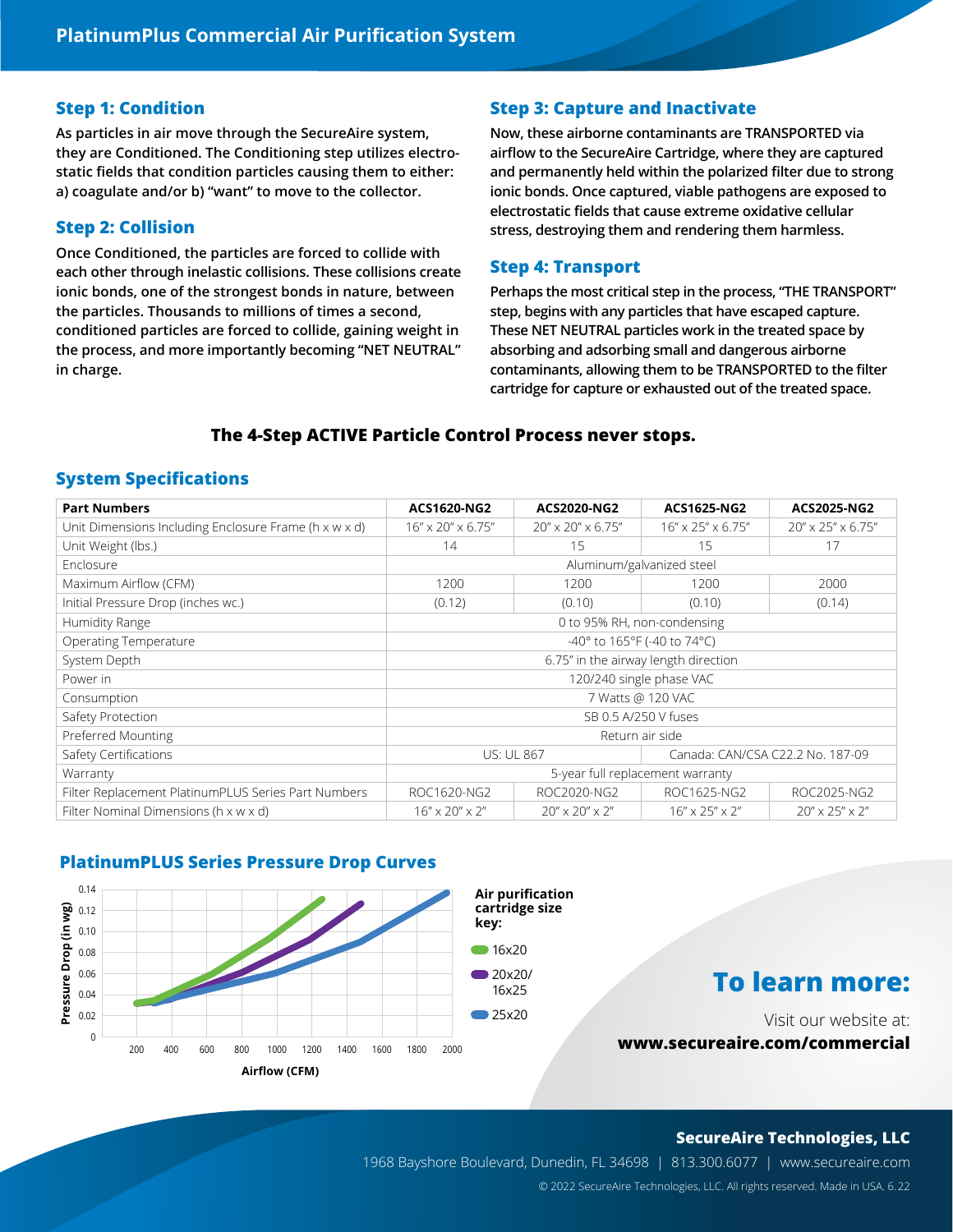# PlatinumPlus Commercial Air Purification System

## Step 1: Condition

As particles in air move through the SecureAire system, they are Conditioned. The Conditioning step utilizes electrostatic fields that condition particles causing them to either: a) coagulate and/or b) "want" to move to the collector.

## Step 2: Collision

Once Conditioned, the particles are forced to collide with each other through inelastic collisions. These collisions create ionic bonds, one of the strongest bonds in nature, between the particles. Thousands to millions of times a second, conditioned particles are forced to collide, gaining weight in the process, and more importantly becoming "NET NEUTRAL" in charge.

## Step 3: Capture and Inactivate

Now, these airborne contaminants are TRANSPORTED via airflow to the SecureAire Cartridge, where they are captured and permanently held within the polarized filter due to strong ionic bonds. Once captured, viable pathogens are exposed to electrostatic fields that cause extreme oxidative cellular stress, destroying them and rendering them harmless.

## Step 4: Transport

Perhaps the most critical step in the process, "THE TRANSPORT" step, begins with any particles that have escaped capture. These NET NEUTRAL particles work in the treated space by absorbing and adsorbing small and dangerous airborne contaminants, allowing them to be TRANSPORTED to the filter cartridge for capture or exhausted out of the treated space.

**The 4-Step ACTIVE Particle Control Process never stops.**

## System Specifications

| Part Numbers | ACS1620-NG2 | ACS2020-NG2 | ACS1625-NG2 | ACS2025-NG2 |
|---|---|---|---|---|
| Unit Dimensions Including Enclosure Frame (h x w x d) | 16" x 20" x 6.75" | 20" x 20" x 6.75" | 16" x 25" x 6.75" | 20" x 25" x 6.75" |
| Unit Weight (lbs.) | 14 | 15 | 15 | 17 |
| Enclosure | Aluminum/galvanized steel | | | |
| Maximum Airflow (CFM) | 1200 | 1200 | 1200 | 2000 |
| Initial Pressure Drop (inches wc.) | (0.12) | (0.10) | (0.10) | (0.14) |
| Humidity Range | 0 to 95% RH, non-condensing | | | |
| Operating Temperature | -40° to 165°F (-40 to 74°C) | | | |
| System Depth | 6.75" in the airway length direction | | | |
| Power in | 120/240 single phase VAC | | | |
| Consumption | 7 Watts @ 120 VAC | | | |
| Safety Protection | SB 0.5 A/250 V fuses | | | |
| Preferred Mounting | Return air side | | | |
| Safety Certifications | US: UL 867 | | Canada: CAN/CSA C22.2 No. 187-09 | |
| Warranty | 5-year full replacement warranty | | | |
| Filter Replacement PlatinumPLUS Series Part Numbers | ROC1620-NG2 | ROC2020-NG2 | ROC1625-NG2 | ROC2025-NG2 |
| Filter Nominal Dimensions (h x w x d) | 16" x 20" x 2" | 20" x 20" x 2" | 16" x 25" x 2" | 20" x 25" x 2" |

## PlatinumPLUS Series Pressure Drop Curves

Pressure Drop (in wg)

0.14
0.12
0.10
0.08
0.06
0.04
0.02
0

200 400 600 800 1000 1200 1400 1600 1800 2000

Airflow (CFM)

Air purification cartridge size key:
16x20
20x20/16x25
25x20

## To learn more:

Visit our website at:
**www.secureaire.com/commercial**

**SecureAire Technologies, LLC**

1968 Bayshore Boulevard, Dunedin, FL 34698 | 813.300.6077 | www.secureaire.com

© 2022 SecureAire Technologies, LLC. All rights reserved. Made in USA. 6.22